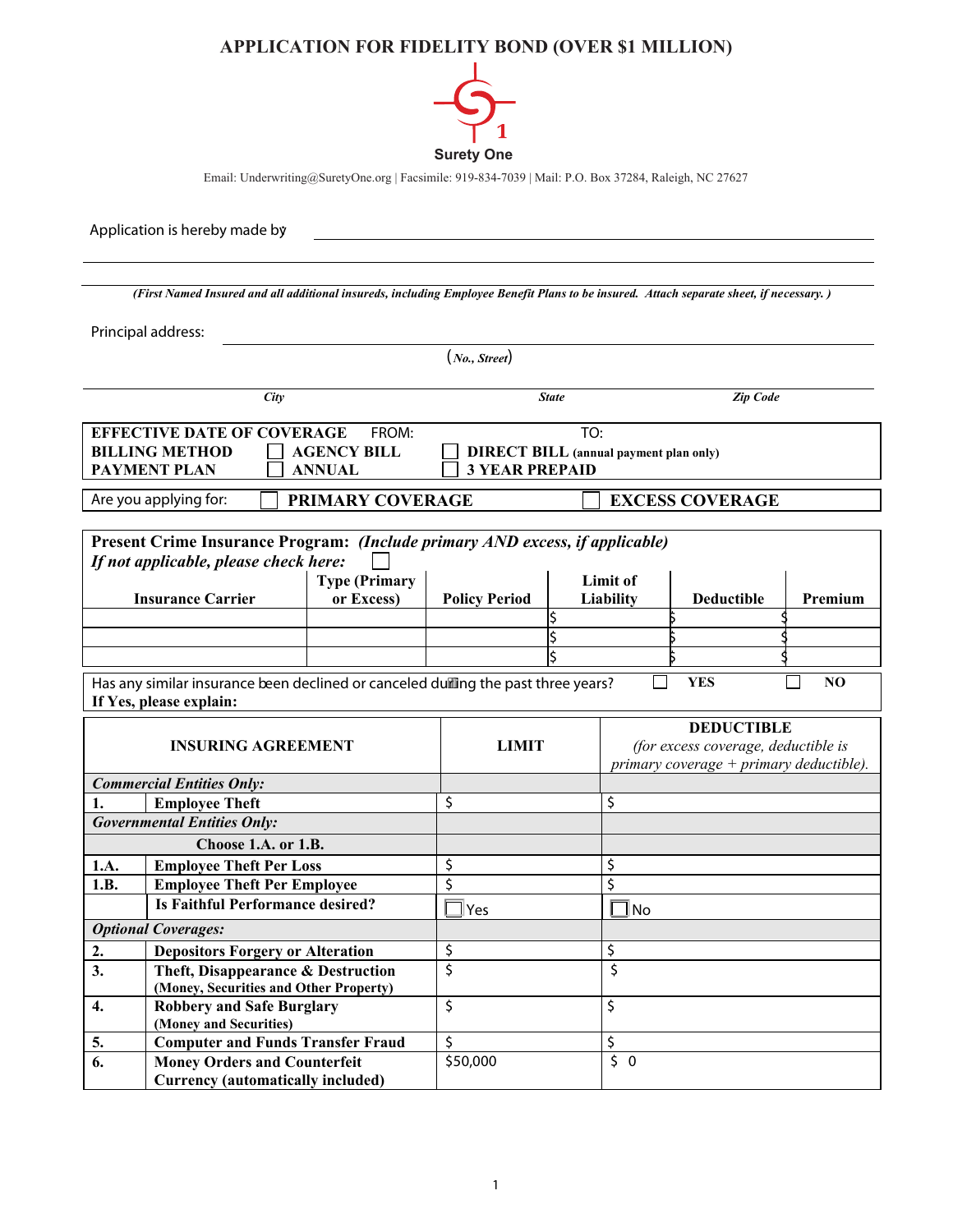# APPLICATION FOR FIDELITY BOND (OVER $1 MILLION)

Surety One

Email: Underwriting@SuretyOne.org | Facsimile: 919-834-7039 | Mail: P.O. Box 37284, Raleigh, NC 27627

Application is hereby made by ______________________________________________

_____________________________________________________________________________

*(First Named Insured and all additional insureds, including Employee Benefit Plans to be insured. Attach separate sheet, if necessary.)*

Principal address: ______________________________________________
(*No., Street*)

______________________ ______________________ ______________________
*City* *State* *Zip Code*

**EFFECTIVE DATE OF COVERAGE** FROM: TO:
**BILLING METHOD** ☐ **AGENCY BILL** ☐ **DIRECT BILL** (annual payment plan only)
**PAYMENT PLAN** ☐ **ANNUAL** ☐ **3 YEAR PREPAID**

Are you applying for: ☐ **PRIMARY COVERAGE** ☐ **EXCESS COVERAGE**

**Present Crime Insurance Program:** ***(Include primary AND excess, if applicable)***
***If not applicable, please check here:*** ☐

| Insurance Carrier | Type (Primary or Excess) | Policy Period | Limit of Liability | Deductible | Premium |
|---|---|---|---|---|---|
| | | | $ | $ | $ |
| | | | $ | $ | $ |
| | | | $ | $ | $ |

Has any similar insurance been declined or canceled during the past three years? ☐ **YES** ☐ **NO**
**If Yes, please explain:**

| | INSURING AGREEMENT | LIMIT | DEDUCTIBLE *(for excess coverage, deductible is primary coverage + primary deductible).* |
|---|---|---|---|
| ***Commercial Entities Only:*** | | | |
| **1.** | **Employee Theft** | $ | $ |
| ***Governmental Entities Only:*** | | | |
| | **Choose 1.A. or 1.B.** | | |
| **1.A.** | **Employee Theft Per Loss** | $ | $ |
| **1.B.** | **Employee Theft Per Employee** | $ | $ |
| | **Is Faithful Performance desired?** | ☐ Yes | ☐ No |
| ***Optional Coverages:*** | | | |
| **2.** | **Depositors Forgery or Alteration** | $ | $ |
| **3.** | **Theft, Disappearance & Destruction (Money, Securities and Other Property)** | $ | $ |
| **4.** | **Robbery and Safe Burglary (Money and Securities)** | $ | $ |
| **5.** | **Computer and Funds Transfer Fraud** | $ | $ |
| **6.** | **Money Orders and Counterfeit Currency (automatically included)** | $50,000 | $ 0 |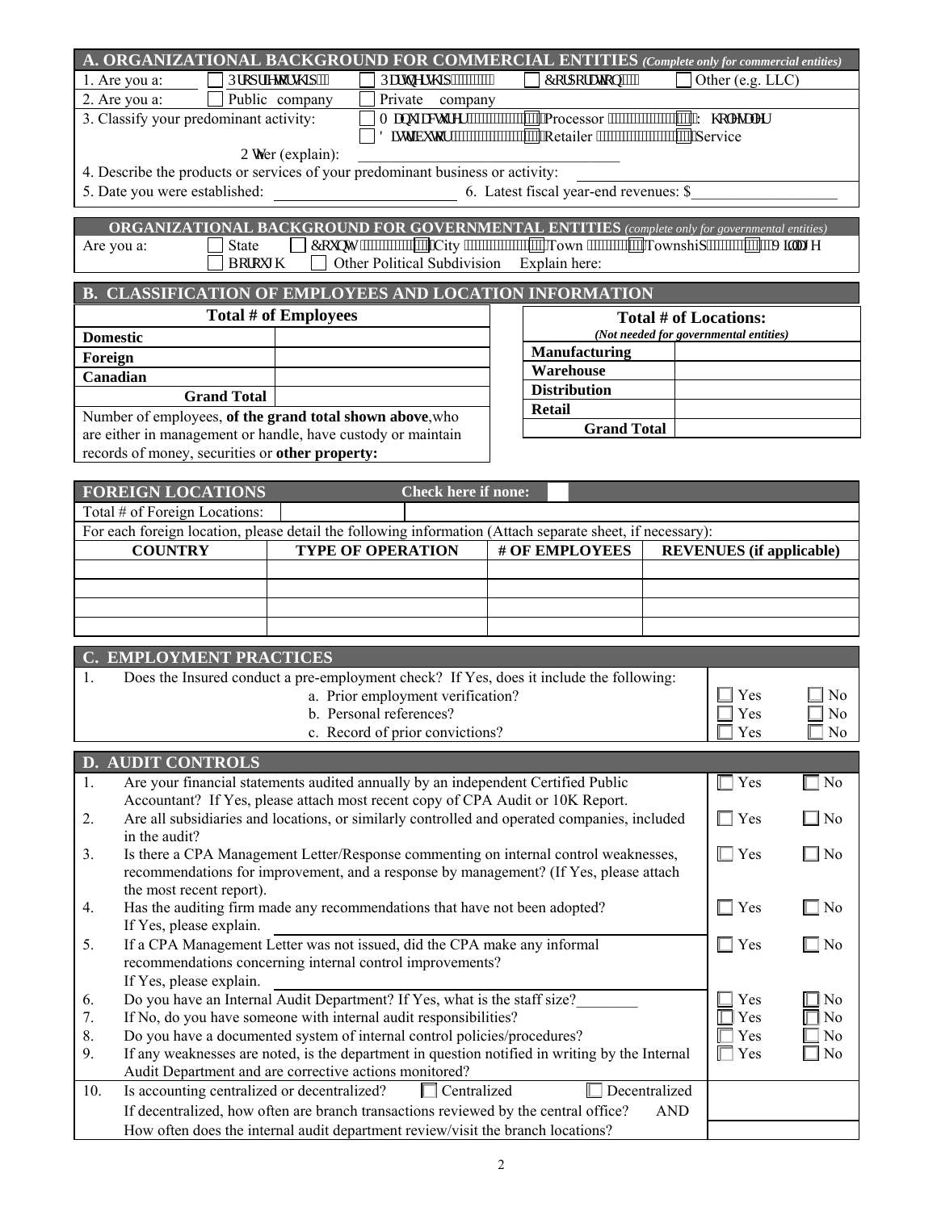## A. ORGANIZATIONAL BACKGROUND FOR COMMERCIAL ENTITIES *(Complete only for commercial entities)*

1. Are you a: ☐ Proprietorship ☐ Partnership ☐ Corporation ☐ Other (e.g. LLC)

2. Are you a: ☐ Public company ☐ Private company

3. Classify your predominant activity: ☐ Manufacturer ☐ Processor ☐ Wholesaler ☐ Distributor ☐ Retailer ☐ Service

Other (explain): ______________________________

4. Describe the products or services of your predominant business or activity: ______________________________

5. Date you were established: ______________________ 6. Latest fiscal year-end revenues: $___________________

## ORGANIZATIONAL BACKGROUND FOR GOVERNMENTAL ENTITIES *(complete only for governmental entities)*

Are you a: ☐ State ☐ County ☐ City ☐ Town ☐ Township ☐ Village ☐ Borough ☐ Other Political Subdivision Explain here:

## B. CLASSIFICATION OF EMPLOYEES AND LOCATION INFORMATION

| Total # of Employees | |
|---|---|
| **Domestic** | |
| **Foreign** | |
| **Canadian** | |
| **Grand Total** | |
| Number of employees, **of the grand total shown above**, who are either in management or handle, have custody or maintain records of money, securities or **other property:** | |

| Total # of Locations: *(Not needed for governmental entities)* | |
|---|---|
| **Manufacturing** | |
| **Warehouse** | |
| **Distribution** | |
| **Retail** | |
| **Grand Total** | |

## FOREIGN LOCATIONS

Check here if none: ☐

Total # of Foreign Locations: ________

For each foreign location, please detail the following information (Attach separate sheet, if necessary):

| COUNTRY | TYPE OF OPERATION | # OF EMPLOYEES | REVENUES (if applicable) |
|---|---|---|---|
| | | | |
| | | | |
| | | | |
| | | | |

## C. EMPLOYMENT PRACTICES

1. Does the Insured conduct a pre-employment check? If Yes, does it include the following:
   a. Prior employment verification? ☐ Yes ☐ No
   b. Personal references? ☐ Yes ☐ No
   c. Record of prior convictions? ☐ Yes ☐ No

## D. AUDIT CONTROLS

1. Are your financial statements audited annually by an independent Certified Public Accountant? If Yes, please attach most recent copy of CPA Audit or 10K Report. ☐ Yes ☐ No
2. Are all subsidiaries and locations, or similarly controlled and operated companies, included in the audit? ☐ Yes ☐ No
3. Is there a CPA Management Letter/Response commenting on internal control weaknesses, recommendations for improvement, and a response by management? (If Yes, please attach the most recent report). ☐ Yes ☐ No
4. Has the auditing firm made any recommendations that have not been adopted? ☐ Yes ☐ No
   If Yes, please explain. ______________________________
5. If a CPA Management Letter was not issued, did the CPA make any informal recommendations concerning internal control improvements? ☐ Yes ☐ No
   If Yes, please explain. ______________________________
6. Do you have an Internal Audit Department? If Yes, what is the staff size?________ ☐ Yes ☐ No
7. If No, do you have someone with internal audit responsibilities? ☐ Yes ☐ No
8. Do you have a documented system of internal control policies/procedures? ☐ Yes ☐ No
9. If any weaknesses are noted, is the department in question notified in writing by the Internal Audit Department and are corrective actions monitored? ☐ Yes ☐ No
10. Is accounting centralized or decentralized? ☐ Centralized ☐ Decentralized
    If decentralized, how often are branch transactions reviewed by the central office? AND
    How often does the internal audit department review/visit the branch locations?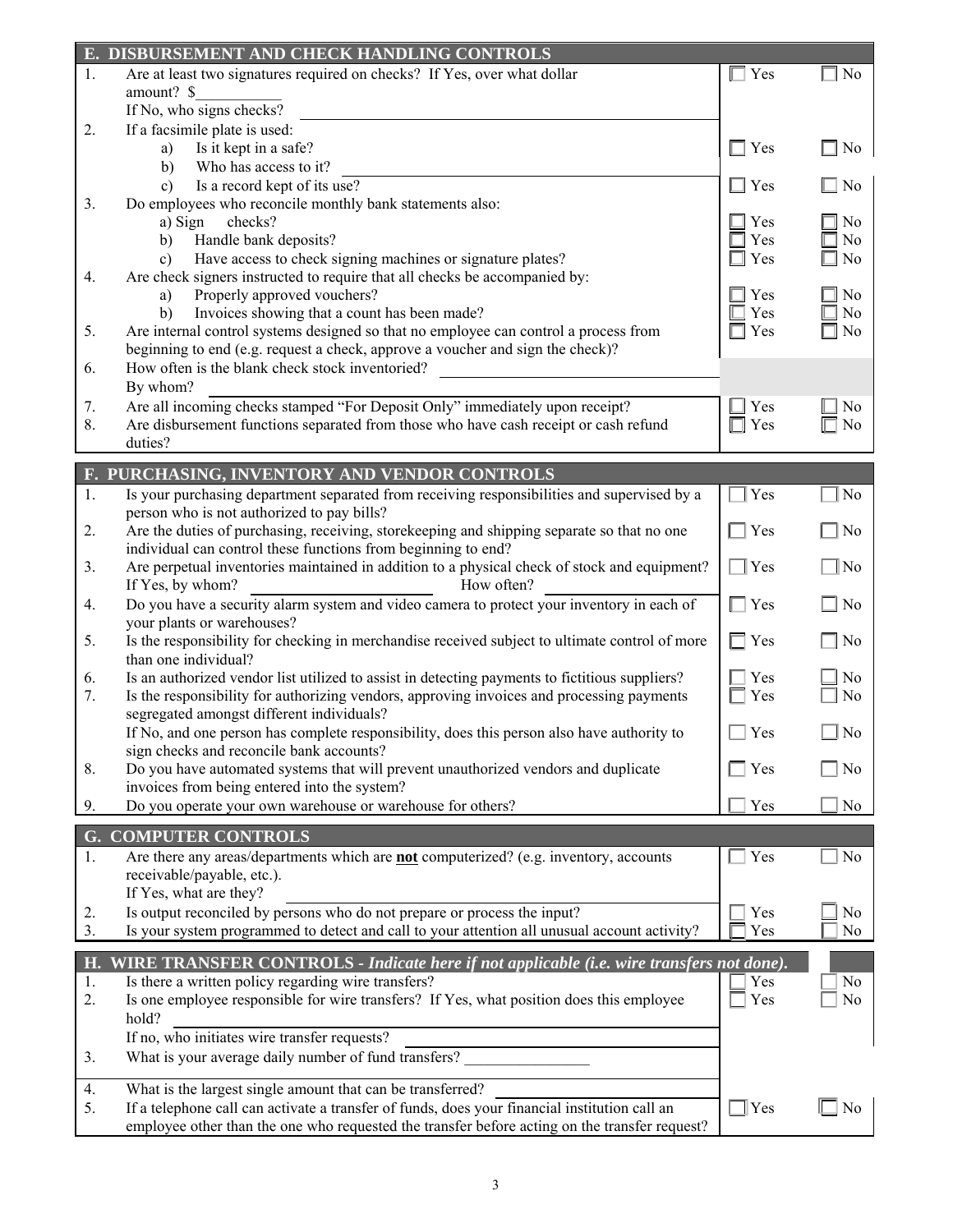## E. DISBURSEMENT AND CHECK HANDLING CONTROLS

| | | | |
|---|---|---|---|
| 1. | Are at least two signatures required on checks? If Yes, over what dollar amount? $\_\_\_\_\_\_\_\_\_\_ If No, who signs checks? \_\_\_\_\_\_\_\_\_\_ | ☐ Yes | ☐ No |
| 2. | If a facsimile plate is used: | | |
| | a) Is it kept in a safe? | ☐ Yes | ☐ No |
| | b) Who has access to it? \_\_\_\_\_\_\_\_\_\_ | | |
| | c) Is a record kept of its use? | ☐ Yes | ☐ No |
| 3. | Do employees who reconcile monthly bank statements also: | | |
| | a) Sign checks? | ☐ Yes | ☐ No |
| | b) Handle bank deposits? | ☐ Yes | ☐ No |
| | c) Have access to check signing machines or signature plates? | ☐ Yes | ☐ No |
| 4. | Are check signers instructed to require that all checks be accompanied by: | | |
| | a) Properly approved vouchers? | ☐ Yes | ☐ No |
| | b) Invoices showing that a count has been made? | ☐ Yes | ☐ No |
| 5. | Are internal control systems designed so that no employee can control a process from beginning to end (e.g. request a check, approve a voucher and sign the check)? | ☐ Yes | ☐ No |
| 6. | How often is the blank check stock inventoried? \_\_\_\_\_\_\_\_\_\_ By whom? \_\_\_\_\_\_\_\_\_\_ | | |
| 7. | Are all incoming checks stamped "For Deposit Only" immediately upon receipt? | ☐ Yes | ☐ No |
| 8. | Are disbursement functions separated from those who have cash receipt or cash refund duties? | ☐ Yes | ☐ No |

## F. PURCHASING, INVENTORY AND VENDOR CONTROLS

| | | | |
|---|---|---|---|
| 1. | Is your purchasing department separated from receiving responsibilities and supervised by a person who is not authorized to pay bills? | ☐ Yes | ☐ No |
| 2. | Are the duties of purchasing, receiving, storekeeping and shipping separate so that no one individual can control these functions from beginning to end? | ☐ Yes | ☐ No |
| 3. | Are perpetual inventories maintained in addition to a physical check of stock and equipment? If Yes, by whom? \_\_\_\_\_\_\_\_\_\_ How often? \_\_\_\_\_\_\_\_\_\_ | ☐ Yes | ☐ No |
| 4. | Do you have a security alarm system and video camera to protect your inventory in each of your plants or warehouses? | ☐ Yes | ☐ No |
| 5. | Is the responsibility for checking in merchandise received subject to ultimate control of more than one individual? | ☐ Yes | ☐ No |
| 6. | Is an authorized vendor list utilized to assist in detecting payments to fictitious suppliers? | ☐ Yes | ☐ No |
| 7. | Is the responsibility for authorizing vendors, approving invoices and processing payments segregated amongst different individuals? | ☐ Yes | ☐ No |
| | If No, and one person has complete responsibility, does this person also have authority to sign checks and reconcile bank accounts? | ☐ Yes | ☐ No |
| 8. | Do you have automated systems that will prevent unauthorized vendors and duplicate invoices from being entered into the system? | ☐ Yes | ☐ No |
| 9. | Do you operate your own warehouse or warehouse for others? | ☐ Yes | ☐ No |

## G. COMPUTER CONTROLS

| | | | |
|---|---|---|---|
| 1. | Are there any areas/departments which are **not** computerized? (e.g. inventory, accounts receivable/payable, etc.). If Yes, what are they? \_\_\_\_\_\_\_\_\_\_ | ☐ Yes | ☐ No |
| 2. | Is output reconciled by persons who do not prepare or process the input? | ☐ Yes | ☐ No |
| 3. | Is your system programmed to detect and call to your attention all unusual account activity? | ☐ Yes | ☐ No |

## H. WIRE TRANSFER CONTROLS - *Indicate here if not applicable (i.e. wire transfers not done).* ☐

| | | | |
|---|---|---|---|
| 1. | Is there a written policy regarding wire transfers? | ☐ Yes | ☐ No |
| 2. | Is one employee responsible for wire transfers? If Yes, what position does this employee hold? \_\_\_\_\_\_\_\_\_\_ If no, who initiates wire transfer requests? \_\_\_\_\_\_\_\_\_\_ | ☐ Yes | ☐ No |
| 3. | What is your average daily number of fund transfers? \_\_\_\_\_\_\_\_\_\_ | | |
| 4. | What is the largest single amount that can be transferred? \_\_\_\_\_\_\_\_\_\_ | | |
| 5. | If a telephone call can activate a transfer of funds, does your financial institution call an employee other than the one who requested the transfer before acting on the transfer request? | ☐ Yes | ☐ No |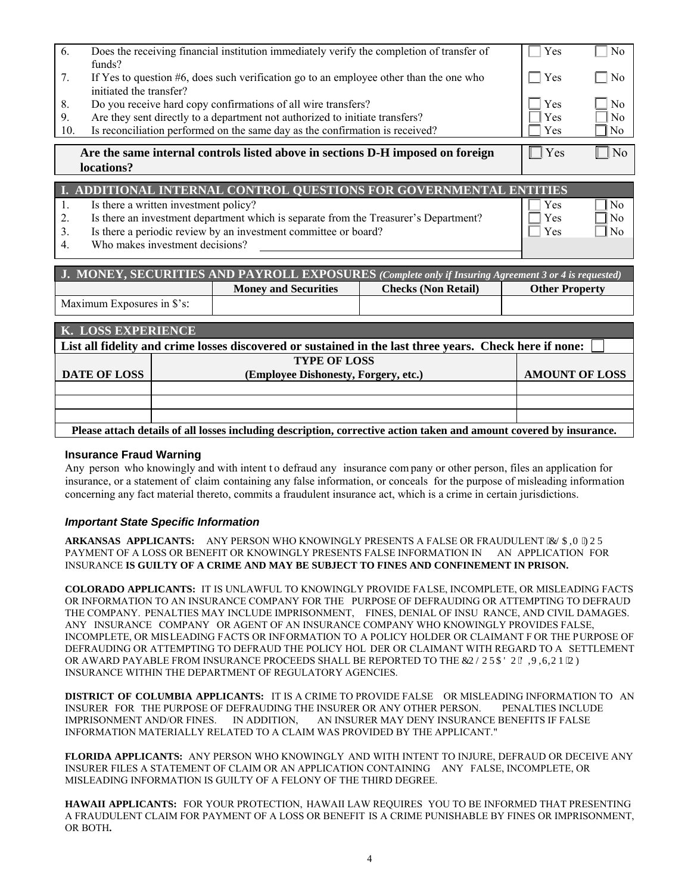| | | | |
|---|---|---|---|
| 6. | Does the receiving financial institution immediately verify the completion of transfer of funds? | ☐ Yes | ☐ No |
| 7. | If Yes to question #6, does such verification go to an employee other than the one who initiated the transfer? | ☐ Yes | ☐ No |
| 8. | Do you receive hard copy confirmations of all wire transfers? | ☐ Yes | ☐ No |
| 9. | Are they sent directly to a department not authorized to initiate transfers? | ☐ Yes | ☐ No |
| 10. | Is reconciliation performed on the same day as the confirmation is received? | ☐ Yes | ☐ No |

| | | |
|---|---|---|
| **Are the same internal controls listed above in sections D-H imposed on foreign locations?** | ☐ Yes | ☐ No |

## I. ADDITIONAL INTERNAL CONTROL QUESTIONS FOR GOVERNMENTAL ENTITIES

| | | | |
|---|---|---|---|
| 1. | Is there a written investment policy? | ☐ Yes | ☐ No |
| 2. | Is there an investment department which is separate from the Treasurer's Department? | ☐ Yes | ☐ No |
| 3. | Is there a periodic review by an investment committee or board? | ☐ Yes | ☐ No |
| 4. | Who makes investment decisions? ________________________________ | | |

## J. MONEY, SECURITIES AND PAYROLL EXPOSURES *(Complete only if Insuring Agreement 3 or 4 is requested)*

| | Money and Securities | Checks (Non Retail) | Other Property |
|---|---|---|---|
| Maximum Exposures in $'s: | | | |

## K. LOSS EXPERIENCE

**List all fidelity and crime losses discovered or sustained in the last three years. Check here if none:** ☐

| DATE OF LOSS | TYPE OF LOSS (Employee Dishonesty, Forgery, etc.) | AMOUNT OF LOSS |
|---|---|---|
| | | |
| | | |
| | | |

**Please attach details of all losses including description, corrective action taken and amount covered by insurance.**

### Insurance Fraud Warning

Any person who knowingly and with intent to defraud any insurance company or other person, files an application for insurance, or a statement of claim containing any false information, or conceals for the purpose of misleading information concerning any fact material thereto, commits a fraudulent insurance act, which is a crime in certain jurisdictions.

### *Important State Specific Information*

**ARKANSAS APPLICANTS:** ANY PERSON WHO KNOWINGLY PRESENTS A FALSE OR FRAUDULENT CLAIM FOR PAYMENT OF A LOSS OR BENEFIT OR KNOWINGLY PRESENTS FALSE INFORMATION IN AN APPLICATION FOR INSURANCE **IS GUILTY OF A CRIME AND MAY BE SUBJECT TO FINES AND CONFINEMENT IN PRISON.**

**COLORADO APPLICANTS:** IT IS UNLAWFUL TO KNOWINGLY PROVIDE FALSE, INCOMPLETE, OR MISLEADING FACTS OR INFORMATION TO AN INSURANCE COMPANY FOR THE PURPOSE OF DEFRAUDING OR ATTEMPTING TO DEFRAUD THE COMPANY. PENALTIES MAY INCLUDE IMPRISONMENT, FINES, DENIAL OF INSURANCE, AND CIVIL DAMAGES. ANY INSURANCE COMPANY OR AGENT OF AN INSURANCE COMPANY WHO KNOWINGLY PROVIDES FALSE, INCOMPLETE, OR MISLEADING FACTS OR INFORMATION TO A POLICY HOLDER OR CLAIMANT FOR THE PURPOSE OF DEFRAUDING OR ATTEMPTING TO DEFRAUD THE POLICY HOLDER OR CLAIMANT WITH REGARD TO A SETTLEMENT OR AWARD PAYABLE FROM INSURANCE PROCEEDS SHALL BE REPORTED TO THE COLORADO DIVISION OF INSURANCE WITHIN THE DEPARTMENT OF REGULATORY AGENCIES.

**DISTRICT OF COLUMBIA APPLICANTS:** IT IS A CRIME TO PROVIDE FALSE OR MISLEADING INFORMATION TO AN INSURER FOR THE PURPOSE OF DEFRAUDING THE INSURER OR ANY OTHER PERSON. PENALTIES INCLUDE IMPRISONMENT AND/OR FINES. IN ADDITION, AN INSURER MAY DENY INSURANCE BENEFITS IF FALSE INFORMATION MATERIALLY RELATED TO A CLAIM WAS PROVIDED BY THE APPLICANT."

**FLORIDA APPLICANTS:** ANY PERSON WHO KNOWINGLY AND WITH INTENT TO INJURE, DEFRAUD OR DECEIVE ANY INSURER FILES A STATEMENT OF CLAIM OR AN APPLICATION CONTAINING ANY FALSE, INCOMPLETE, OR MISLEADING INFORMATION IS GUILTY OF A FELONY OF THE THIRD DEGREE.

**HAWAII APPLICANTS:** FOR YOUR PROTECTION, HAWAII LAW REQUIRES YOU TO BE INFORMED THAT PRESENTING A FRAUDULENT CLAIM FOR PAYMENT OF A LOSS OR BENEFIT IS A CRIME PUNISHABLE BY FINES OR IMPRISONMENT, OR BOTH**.**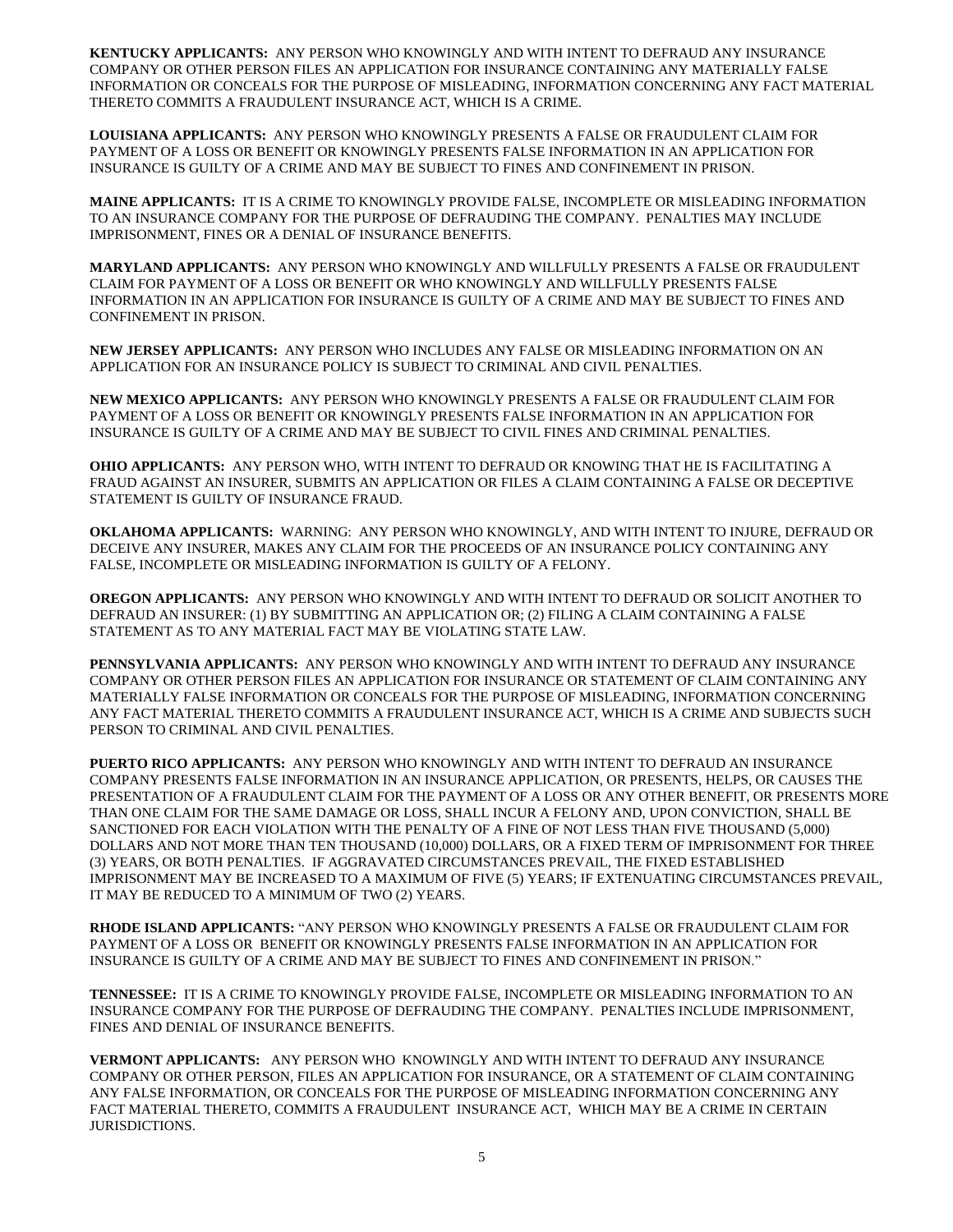**KENTUCKY APPLICANTS:** ANY PERSON WHO KNOWINGLY AND WITH INTENT TO DEFRAUD ANY INSURANCE COMPANY OR OTHER PERSON FILES AN APPLICATION FOR INSURANCE CONTAINING ANY MATERIALLY FALSE INFORMATION OR CONCEALS FOR THE PURPOSE OF MISLEADING, INFORMATION CONCERNING ANY FACT MATERIAL THERETO COMMITS A FRAUDULENT INSURANCE ACT, WHICH IS A CRIME.

**LOUISIANA APPLICANTS:** ANY PERSON WHO KNOWINGLY PRESENTS A FALSE OR FRAUDULENT CLAIM FOR PAYMENT OF A LOSS OR BENEFIT OR KNOWINGLY PRESENTS FALSE INFORMATION IN AN APPLICATION FOR INSURANCE IS GUILTY OF A CRIME AND MAY BE SUBJECT TO FINES AND CONFINEMENT IN PRISON.

**MAINE APPLICANTS:** IT IS A CRIME TO KNOWINGLY PROVIDE FALSE, INCOMPLETE OR MISLEADING INFORMATION TO AN INSURANCE COMPANY FOR THE PURPOSE OF DEFRAUDING THE COMPANY. PENALTIES MAY INCLUDE IMPRISONMENT, FINES OR A DENIAL OF INSURANCE BENEFITS.

**MARYLAND APPLICANTS:** ANY PERSON WHO KNOWINGLY AND WILLFULLY PRESENTS A FALSE OR FRAUDULENT CLAIM FOR PAYMENT OF A LOSS OR BENEFIT OR WHO KNOWINGLY AND WILLFULLY PRESENTS FALSE INFORMATION IN AN APPLICATION FOR INSURANCE IS GUILTY OF A CRIME AND MAY BE SUBJECT TO FINES AND CONFINEMENT IN PRISON.

**NEW JERSEY APPLICANTS:** ANY PERSON WHO INCLUDES ANY FALSE OR MISLEADING INFORMATION ON AN APPLICATION FOR AN INSURANCE POLICY IS SUBJECT TO CRIMINAL AND CIVIL PENALTIES.

**NEW MEXICO APPLICANTS:** ANY PERSON WHO KNOWINGLY PRESENTS A FALSE OR FRAUDULENT CLAIM FOR PAYMENT OF A LOSS OR BENEFIT OR KNOWINGLY PRESENTS FALSE INFORMATION IN AN APPLICATION FOR INSURANCE IS GUILTY OF A CRIME AND MAY BE SUBJECT TO CIVIL FINES AND CRIMINAL PENALTIES.

**OHIO APPLICANTS:** ANY PERSON WHO, WITH INTENT TO DEFRAUD OR KNOWING THAT HE IS FACILITATING A FRAUD AGAINST AN INSURER, SUBMITS AN APPLICATION OR FILES A CLAIM CONTAINING A FALSE OR DECEPTIVE STATEMENT IS GUILTY OF INSURANCE FRAUD.

**OKLAHOMA APPLICANTS:** WARNING: ANY PERSON WHO KNOWINGLY, AND WITH INTENT TO INJURE, DEFRAUD OR DECEIVE ANY INSURER, MAKES ANY CLAIM FOR THE PROCEEDS OF AN INSURANCE POLICY CONTAINING ANY FALSE, INCOMPLETE OR MISLEADING INFORMATION IS GUILTY OF A FELONY.

**OREGON APPLICANTS:** ANY PERSON WHO KNOWINGLY AND WITH INTENT TO DEFRAUD OR SOLICIT ANOTHER TO DEFRAUD AN INSURER: (1) BY SUBMITTING AN APPLICATION OR; (2) FILING A CLAIM CONTAINING A FALSE STATEMENT AS TO ANY MATERIAL FACT MAY BE VIOLATING STATE LAW.

**PENNSYLVANIA APPLICANTS:** ANY PERSON WHO KNOWINGLY AND WITH INTENT TO DEFRAUD ANY INSURANCE COMPANY OR OTHER PERSON FILES AN APPLICATION FOR INSURANCE OR STATEMENT OF CLAIM CONTAINING ANY MATERIALLY FALSE INFORMATION OR CONCEALS FOR THE PURPOSE OF MISLEADING, INFORMATION CONCERNING ANY FACT MATERIAL THERETO COMMITS A FRAUDULENT INSURANCE ACT, WHICH IS A CRIME AND SUBJECTS SUCH PERSON TO CRIMINAL AND CIVIL PENALTIES.

**PUERTO RICO APPLICANTS:** ANY PERSON WHO KNOWINGLY AND WITH INTENT TO DEFRAUD AN INSURANCE COMPANY PRESENTS FALSE INFORMATION IN AN INSURANCE APPLICATION, OR PRESENTS, HELPS, OR CAUSES THE PRESENTATION OF A FRAUDULENT CLAIM FOR THE PAYMENT OF A LOSS OR ANY OTHER BENEFIT, OR PRESENTS MORE THAN ONE CLAIM FOR THE SAME DAMAGE OR LOSS, SHALL INCUR A FELONY AND, UPON CONVICTION, SHALL BE SANCTIONED FOR EACH VIOLATION WITH THE PENALTY OF A FINE OF NOT LESS THAN FIVE THOUSAND (5,000) DOLLARS AND NOT MORE THAN TEN THOUSAND (10,000) DOLLARS, OR A FIXED TERM OF IMPRISONMENT FOR THREE (3) YEARS, OR BOTH PENALTIES. IF AGGRAVATED CIRCUMSTANCES PREVAIL, THE FIXED ESTABLISHED IMPRISONMENT MAY BE INCREASED TO A MAXIMUM OF FIVE (5) YEARS; IF EXTENUATING CIRCUMSTANCES PREVAIL, IT MAY BE REDUCED TO A MINIMUM OF TWO (2) YEARS.

**RHODE ISLAND APPLICANTS:** "ANY PERSON WHO KNOWINGLY PRESENTS A FALSE OR FRAUDULENT CLAIM FOR PAYMENT OF A LOSS OR BENEFIT OR KNOWINGLY PRESENTS FALSE INFORMATION IN AN APPLICATION FOR INSURANCE IS GUILTY OF A CRIME AND MAY BE SUBJECT TO FINES AND CONFINEMENT IN PRISON."

**TENNESSEE:** IT IS A CRIME TO KNOWINGLY PROVIDE FALSE, INCOMPLETE OR MISLEADING INFORMATION TO AN INSURANCE COMPANY FOR THE PURPOSE OF DEFRAUDING THE COMPANY. PENALTIES INCLUDE IMPRISONMENT, FINES AND DENIAL OF INSURANCE BENEFITS.

**VERMONT APPLICANTS:** ANY PERSON WHO KNOWINGLY AND WITH INTENT TO DEFRAUD ANY INSURANCE COMPANY OR OTHER PERSON, FILES AN APPLICATION FOR INSURANCE, OR A STATEMENT OF CLAIM CONTAINING ANY FALSE INFORMATION, OR CONCEALS FOR THE PURPOSE OF MISLEADING INFORMATION CONCERNING ANY FACT MATERIAL THERETO, COMMITS A FRAUDULENT INSURANCE ACT, WHICH MAY BE A CRIME IN CERTAIN JURISDICTIONS.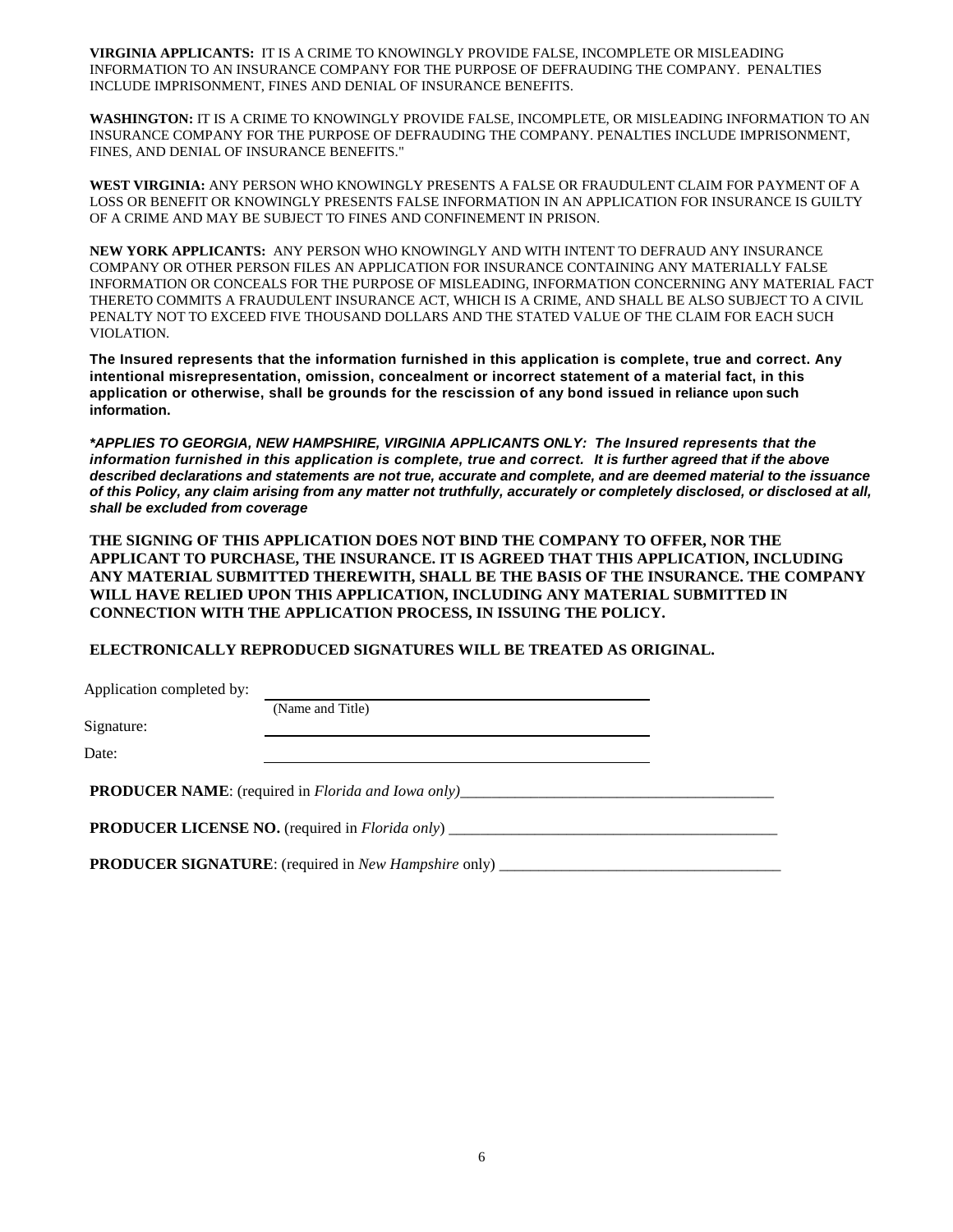**VIRGINIA APPLICANTS:** IT IS A CRIME TO KNOWINGLY PROVIDE FALSE, INCOMPLETE OR MISLEADING INFORMATION TO AN INSURANCE COMPANY FOR THE PURPOSE OF DEFRAUDING THE COMPANY. PENALTIES INCLUDE IMPRISONMENT, FINES AND DENIAL OF INSURANCE BENEFITS.

**WASHINGTON:** IT IS A CRIME TO KNOWINGLY PROVIDE FALSE, INCOMPLETE, OR MISLEADING INFORMATION TO AN INSURANCE COMPANY FOR THE PURPOSE OF DEFRAUDING THE COMPANY. PENALTIES INCLUDE IMPRISONMENT, FINES, AND DENIAL OF INSURANCE BENEFITS."

**WEST VIRGINIA:** ANY PERSON WHO KNOWINGLY PRESENTS A FALSE OR FRAUDULENT CLAIM FOR PAYMENT OF A LOSS OR BENEFIT OR KNOWINGLY PRESENTS FALSE INFORMATION IN AN APPLICATION FOR INSURANCE IS GUILTY OF A CRIME AND MAY BE SUBJECT TO FINES AND CONFINEMENT IN PRISON.

**NEW YORK APPLICANTS:** ANY PERSON WHO KNOWINGLY AND WITH INTENT TO DEFRAUD ANY INSURANCE COMPANY OR OTHER PERSON FILES AN APPLICATION FOR INSURANCE CONTAINING ANY MATERIALLY FALSE INFORMATION OR CONCEALS FOR THE PURPOSE OF MISLEADING, INFORMATION CONCERNING ANY MATERIAL FACT THERETO COMMITS A FRAUDULENT INSURANCE ACT, WHICH IS A CRIME, AND SHALL BE ALSO SUBJECT TO A CIVIL PENALTY NOT TO EXCEED FIVE THOUSAND DOLLARS AND THE STATED VALUE OF THE CLAIM FOR EACH SUCH VIOLATION.

**The Insured represents that the information furnished in this application is complete, true and correct. Any intentional misrepresentation, omission, concealment or incorrect statement of a material fact, in this application or otherwise, shall be grounds for the rescission of any bond issued in reliance upon such information.**

***APPLIES TO GEORGIA, NEW HAMPSHIRE, VIRGINIA APPLICANTS ONLY: The Insured represents that the information furnished in this application is complete, true and correct. It is further agreed that if the above described declarations and statements are not true, accurate and complete, and are deemed material to the issuance of this Policy, any claim arising from any matter not truthfully, accurately or completely disclosed, or disclosed at all, shall be excluded from coverage***

**THE SIGNING OF THIS APPLICATION DOES NOT BIND THE COMPANY TO OFFER, NOR THE APPLICANT TO PURCHASE, THE INSURANCE. IT IS AGREED THAT THIS APPLICATION, INCLUDING ANY MATERIAL SUBMITTED THEREWITH, SHALL BE THE BASIS OF THE INSURANCE. THE COMPANY WILL HAVE RELIED UPON THIS APPLICATION, INCLUDING ANY MATERIAL SUBMITTED IN CONNECTION WITH THE APPLICATION PROCESS, IN ISSUING THE POLICY.**

**ELECTRONICALLY REPRODUCED SIGNATURES WILL BE TREATED AS ORIGINAL.**

Application completed by: ______________________________________
(Name and Title)

Signature: ______________________________________

Date: ______________________________________

**PRODUCER NAME**: (required in *Florida and Iowa only)*________________________________________

**PRODUCER LICENSE NO.** (required in *Florida only*) ___________________________________________

**PRODUCER SIGNATURE**: (required in *New Hampshire* only) ____________________________________